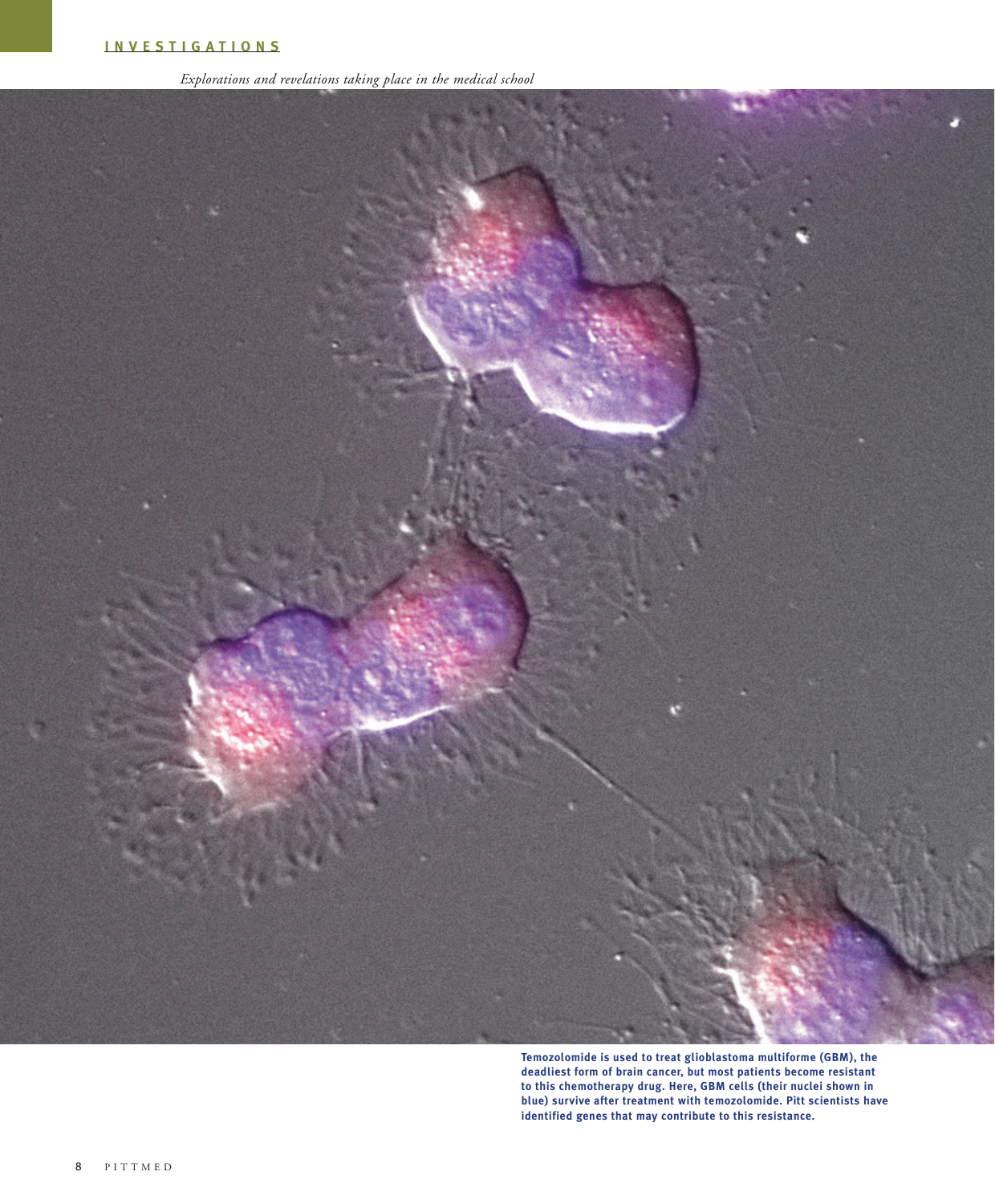# INVESTIGATIONS

*Explorations and revelations taking place in the medical school*

**Temozolomide is used to treat glioblastoma multiforme (GBM), the deadliest form of brain cancer, but most patients become resistant to this chemotherapy drug. Here, GBM cells (their nuclei shown in blue) survive after treatment with temozolomide. Pitt scientists have identified genes that may contribute to this resistance.**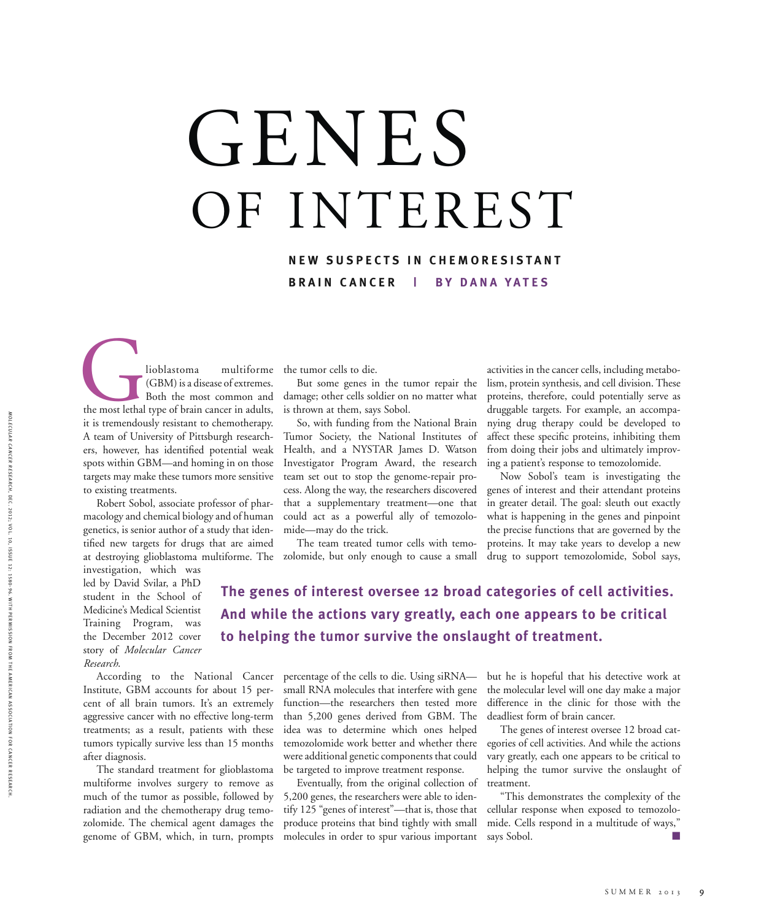# GENES OF INTEREST

**NEW SUSPECTS IN CHEMORESISTANT BRAIN CANCER | BY DANA YATES**

Glioblastoma multiforme (GBM) is a disease of extremes. Both the most common and the most lethal type of brain cancer in adults, it is tremendously resistant to chemotherapy. A team of University of Pittsburgh researchers, however, has identified potential weak spots within GBM—and homing in on those targets may make these tumors more sensitive to existing treatments.

Robert Sobol, associate professor of pharmacology and chemical biology and of human genetics, is senior author of a study that identified new targets for drugs that are aimed at destroying glioblastoma multiforme. The investigation, which was led by David Svilar, a PhD student in the School of Medicine's Medical Scientist Training Program, was the December 2012 cover story of *Molecular Cancer Research.*

According to the National Cancer Institute, GBM accounts for about 15 percent of all brain tumors. It's an extremely aggressive cancer with no effective long-term treatments; as a result, patients with these tumors typically survive less than 15 months after diagnosis.

The standard treatment for glioblastoma multiforme involves surgery to remove as much of the tumor as possible, followed by radiation and the chemotherapy drug temozolomide. The chemical agent damages the genome of GBM, which, in turn, prompts the tumor cells to die.

But some genes in the tumor repair the damage; other cells soldier on no matter what is thrown at them, says Sobol.

So, with funding from the National Brain Tumor Society, the National Institutes of Health, and a NYSTAR James D. Watson Investigator Program Award, the research team set out to stop the genome-repair process. Along the way, the researchers discovered that a supplementary treatment—one that could act as a powerful ally of temozolomide—may do the trick.

The team treated tumor cells with temozolomide, but only enough to cause a small percentage of the cells to die. Using siRNA—small RNA molecules that interfere with gene function—the researchers then tested more than 5,200 genes derived from GBM. The idea was to determine which ones helped temozolomide work better and whether there were additional genetic components that could be targeted to improve treatment response.

Eventually, from the original collection of 5,200 genes, the researchers were able to identify 125 "genes of interest"—that is, those that produce proteins that bind tightly with small molecules in order to spur various important activities in the cancer cells, including metabolism, protein synthesis, and cell division. These proteins, therefore, could potentially serve as druggable targets. For example, an accompanying drug therapy could be developed to affect these specific proteins, inhibiting them from doing their jobs and ultimately improving a patient's response to temozolomide.

Now Sobol's team is investigating the genes of interest and their attendant proteins in greater detail. The goal: sleuth out exactly what is happening in the genes and pinpoint the precise functions that are governed by the proteins. It may take years to develop a new drug to support temozolomide, Sobol says, but he is hopeful that his detective work at the molecular level will one day make a major difference in the clinic for those with the deadliest form of brain cancer.

**The genes of interest oversee 12 broad categories of cell activities. And while the actions vary greatly, each one appears to be critical to helping the tumor survive the onslaught of treatment.**

The genes of interest oversee 12 broad categories of cell activities. And while the actions vary greatly, each one appears to be critical to helping the tumor survive the onslaught of treatment.

"This demonstrates the complexity of the cellular response when exposed to temozolomide. Cells respond in a multitude of ways," says Sobol. ■

*Molecular Cancer Research, Dec. 2012; Vol. 10, Issue 12: 1580–96, with permission from the American Association for Cancer Research.*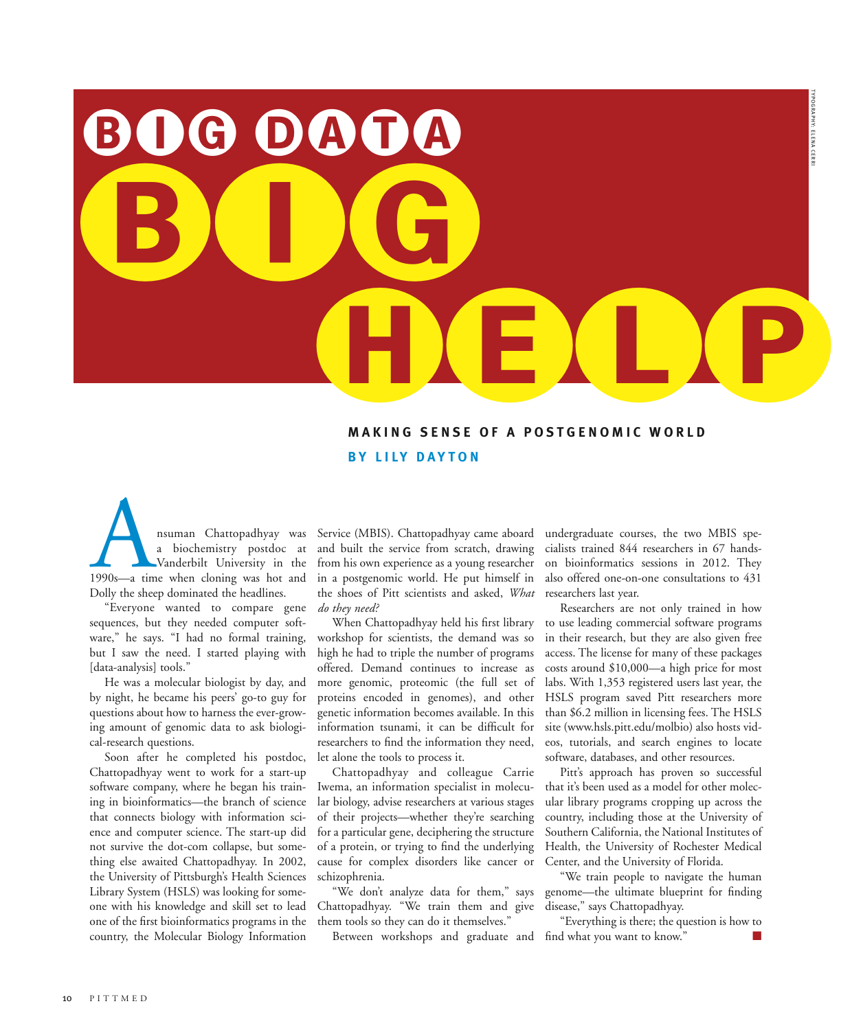# BIG DATA BIG HELP

TYPOGRAPHY: ELENA CERRI

**MAKING SENSE OF A POSTGENOMIC WORLD**

**BY LILY DAYTON**

Anuman Chattopadhyay was a biochemistry postdoc at Vanderbilt University in the 1990s—a time when cloning was hot and Dolly the sheep dominated the headlines.

"Everyone wanted to compare gene sequences, but they needed computer software," he says. "I had no formal training, but I saw the need. I started playing with [data-analysis] tools."

He was a molecular biologist by day, and by night, he became his peers' go-to guy for questions about how to harness the ever-growing amount of genomic data to ask biological-research questions.

Soon after he completed his postdoc, Chattopadhyay went to work for a start-up software company, where he began his training in bioinformatics—the branch of science that connects biology with information science and computer science. The start-up did not survive the dot-com collapse, but something else awaited Chattopadhyay. In 2002, the University of Pittsburgh's Health Sciences Library System (HSLS) was looking for someone with his knowledge and skill set to lead one of the first bioinformatics programs in the country, the Molecular Biology Information Service (MBIS). Chattopadhyay came aboard and built the service from scratch, drawing from his own experience as a young researcher in a postgenomic world. He put himself in the shoes of Pitt scientists and asked, *What do they need?*

When Chattopadhyay held his first library workshop for scientists, the demand was so high he had to triple the number of programs offered. Demand continues to increase as more genomic, proteomic (the full set of proteins encoded in genomes), and other genetic information becomes available. In this information tsunami, it can be difficult for researchers to find the information they need, let alone the tools to process it.

Chattopadhyay and colleague Carrie Iwema, an information specialist in molecular biology, advise researchers at various stages of their projects—whether they're searching for a particular gene, deciphering the structure of a protein, or trying to find the underlying cause for complex disorders like cancer or schizophrenia.

"We don't analyze data for them," says Chattopadhyay. "We train them and give them tools so they can do it themselves."

Between workshops and graduate and undergraduate courses, the two MBIS specialists trained 844 researchers in 67 hands-on bioinformatics sessions in 2012. They also offered one-on-one consultations to 431 researchers last year.

Researchers are not only trained in how to use leading commercial software programs in their research, but they are also given free access. The license for many of these packages costs around $10,000—a high price for most labs. With 1,353 registered users last year, the HSLS program saved Pitt researchers more than $6.2 million in licensing fees. The HSLS site (www.hsls.pitt.edu/molbio) also hosts videos, tutorials, and search engines to locate software, databases, and other resources.

Pitt's approach has proven so successful that it's been used as a model for other molecular library programs cropping up across the country, including those at the University of Southern California, the National Institutes of Health, the University of Rochester Medical Center, and the University of Florida.

"We train people to navigate the human genome—the ultimate blueprint for finding disease," says Chattopadhyay.

"Everything is there; the question is how to find what you want to know." ■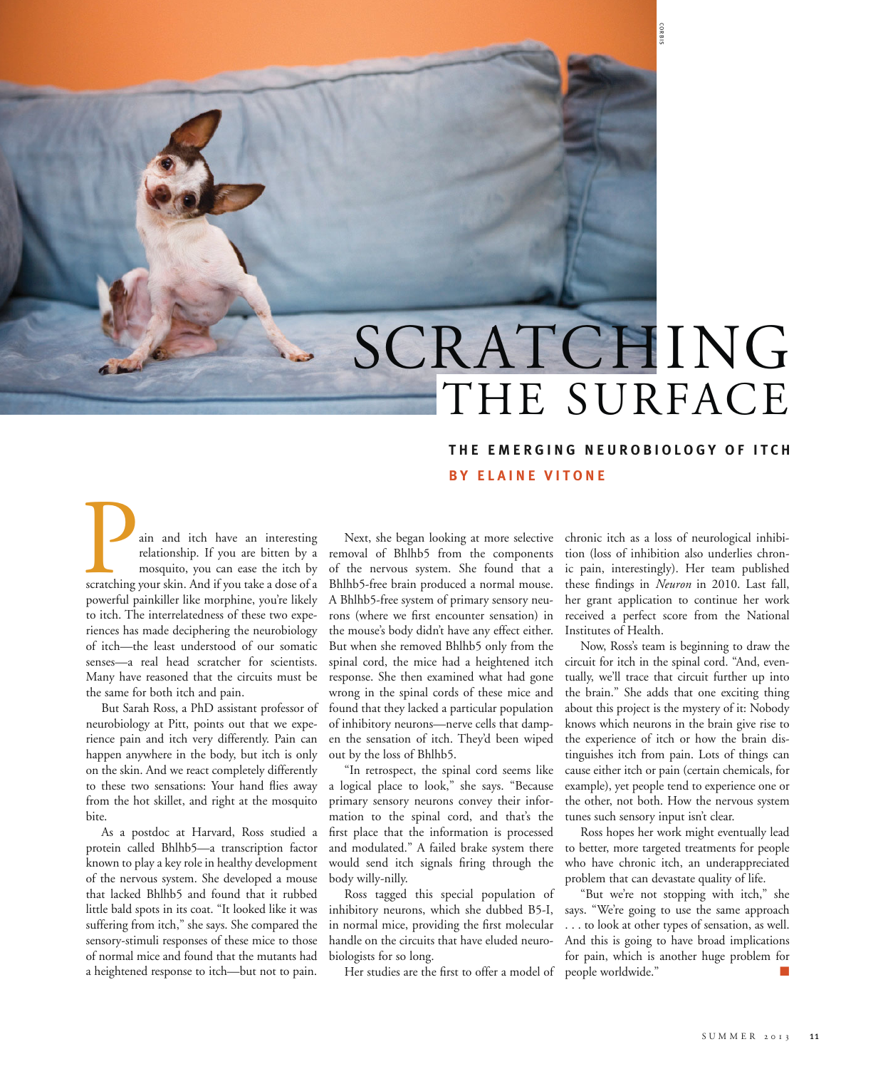# SCRATCHING THE SURFACE

## THE EMERGING NEUROBIOLOGY OF ITCH

**BY ELAINE VITONE**

Pain and itch have an interesting relationship. If you are bitten by a mosquito, you can ease the itch by scratching your skin. And if you take a dose of a powerful painkiller like morphine, you're likely to itch. The interrelatedness of these two experiences has made deciphering the neurobiology of itch—the least understood of our somatic senses—a real head scratcher for scientists. Many have reasoned that the circuits must be the same for both itch and pain.

But Sarah Ross, a PhD assistant professor of neurobiology at Pitt, points out that we experience pain and itch very differently. Pain can happen anywhere in the body, but itch is only on the skin. And we react completely differently to these two sensations: Your hand flies away from the hot skillet, and right at the mosquito bite.

As a postdoc at Harvard, Ross studied a protein called Bhlhb5—a transcription factor known to play a key role in healthy development of the nervous system. She developed a mouse that lacked Bhlhb5 and found that it rubbed little bald spots in its coat. "It looked like it was suffering from itch," she says. She compared the sensory-stimuli responses of these mice to those of normal mice and found that the mutants had a heightened response to itch—but not to pain.

Next, she began looking at more selective removal of Bhlhb5 from the components of the nervous system. She found that a Bhlhb5-free brain produced a normal mouse. A Bhlhb5-free system of primary sensory neurons (where we first encounter sensation) in the mouse's body didn't have any effect either. But when she removed Bhlhb5 only from the spinal cord, the mice had a heightened itch response. She then examined what had gone wrong in the spinal cords of these mice and found that they lacked a particular population of inhibitory neurons—nerve cells that dampen the sensation of itch. They'd been wiped out by the loss of Bhlhb5.

"In retrospect, the spinal cord seems like a logical place to look," she says. "Because primary sensory neurons convey their information to the spinal cord, and that's the first place that the information is processed and modulated." A failed brake system there would send itch signals firing through the body willy-nilly.

Ross tagged this special population of inhibitory neurons, which she dubbed B5-I, in normal mice, providing the first molecular handle on the circuits that have eluded neurobiologists for so long.

Her studies are the first to offer a model of chronic itch as a loss of neurological inhibition (loss of inhibition also underlies chronic pain, interestingly). Her team published these findings in *Neuron* in 2010. Last fall, her grant application to continue her work received a perfect score from the National Institutes of Health.

Now, Ross's team is beginning to draw the circuit for itch in the spinal cord. "And, eventually, we'll trace that circuit further up into the brain." She adds that one exciting thing about this project is the mystery of it: Nobody knows which neurons in the brain give rise to the experience of itch or how the brain distinguishes itch from pain. Lots of things can cause either itch or pain (certain chemicals, for example), yet people tend to experience one or the other, not both. How the nervous system tunes such sensory input isn't clear.

Ross hopes her work might eventually lead to better, more targeted treatments for people who have chronic itch, an underappreciated problem that can devastate quality of life.

"But we're not stopping with itch," she says. "We're going to use the same approach . . . to look at other types of sensation, as well. And this is going to have broad implications for pain, which is another huge problem for people worldwide." ■